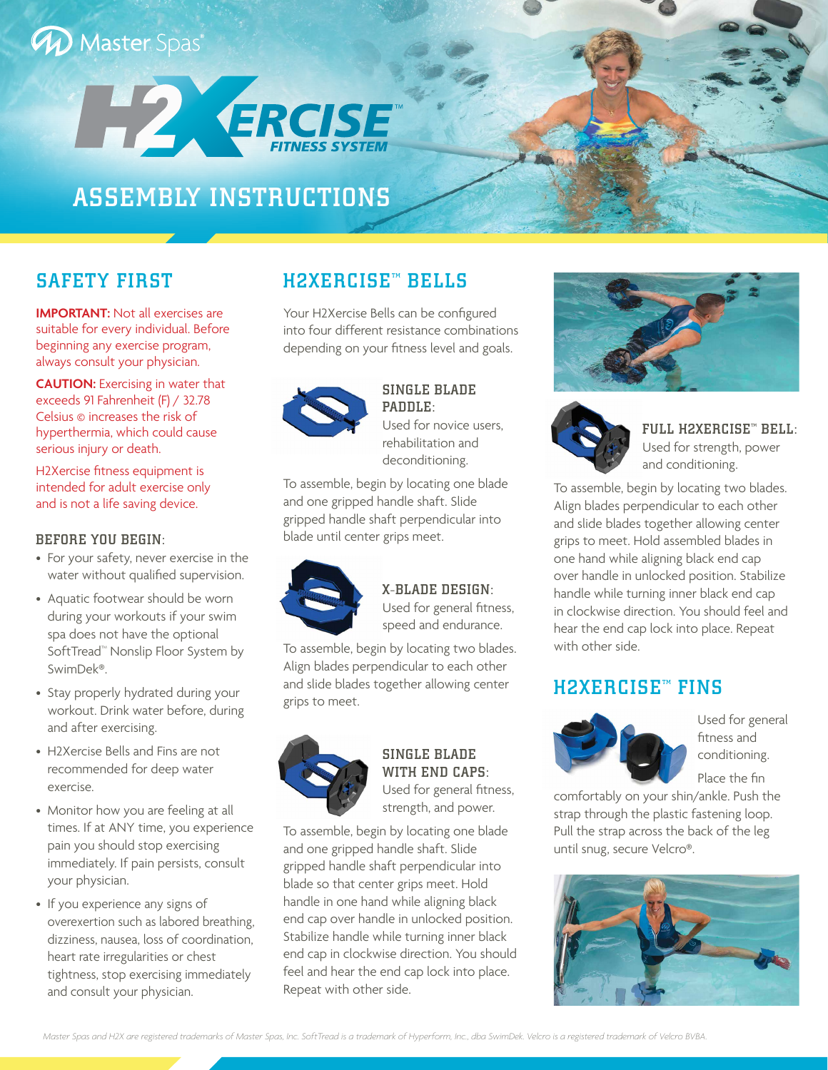Master Spas®

# H2XERCISE™ FITNESS SYSTEM

# ASSEMBLY INSTRUCTIONS

## SAFETY FIRST

**IMPORTANT:** Not all exercises are suitable for every individual. Before beginning any exercise program, always consult your physician.

**CAUTION:** Exercising in water that exceeds 91 Fahrenheit (F) / 32.78 Celsius © increases the risk of hyperthermia, which could cause serious injury or death.

H2Xercise fitness equipment is intended for adult exercise only and is not a life saving device.

### BEFORE YOU BEGIN:

- For your safety, never exercise in the water without qualified supervision.
- Aquatic footwear should be worn during your workouts if your swim spa does not have the optional SoftTread™ Nonslip Floor System by SwimDek®.
- Stay properly hydrated during your workout. Drink water before, during and after exercising.
- H2Xercise Bells and Fins are not recommended for deep water exercise.
- Monitor how you are feeling at all times. If at ANY time, you experience pain you should stop exercising immediately. If pain persists, consult your physician.
- If you experience any signs of overexertion such as labored breathing, dizziness, nausea, loss of coordination, heart rate irregularities or chest tightness, stop exercising immediately and consult your physician.

## H2XERCISE™ BELLS

Your H2Xercise Bells can be configured into four different resistance combinations depending on your fitness level and goals.

### SINGLE BLADE PADDLE:

Used for novice users, rehabilitation and deconditioning.

To assemble, begin by locating one blade and one gripped handle shaft. Slide gripped handle shaft perpendicular into blade until center grips meet.

### X-BLADE DESIGN:

Used for general fitness, speed and endurance.

To assemble, begin by locating two blades. Align blades perpendicular to each other and slide blades together allowing center grips to meet.

### SINGLE BLADE WITH END CAPS:

Used for general fitness, strength, and power.

To assemble, begin by locating one blade and one gripped handle shaft. Slide gripped handle shaft perpendicular into blade so that center grips meet. Hold handle in one hand while aligning black end cap over handle in unlocked position. Stabilize handle while turning inner black end cap in clockwise direction. You should feel and hear the end cap lock into place. Repeat with other side.

### FULL H2XERCISE™ BELL:

Used for strength, power and conditioning.

To assemble, begin by locating two blades. Align blades perpendicular to each other and slide blades together allowing center grips to meet. Hold assembled blades in one hand while aligning black end cap over handle in unlocked position. Stabilize handle while turning inner black end cap in clockwise direction. You should feel and hear the end cap lock into place. Repeat with other side.

## H2XERCISE™ FINS

Used for general fitness and conditioning.

Place the fin comfortably on your shin/ankle. Push the strap through the plastic fastening loop. Pull the strap across the back of the leg until snug, secure Velcro®.

*Master Spas and H2X are registered trademarks of Master Spas, Inc. SoftTread is a trademark of Hyperform, Inc., dba SwimDek. Velcro is a registered trademark of Velcro BVBA.*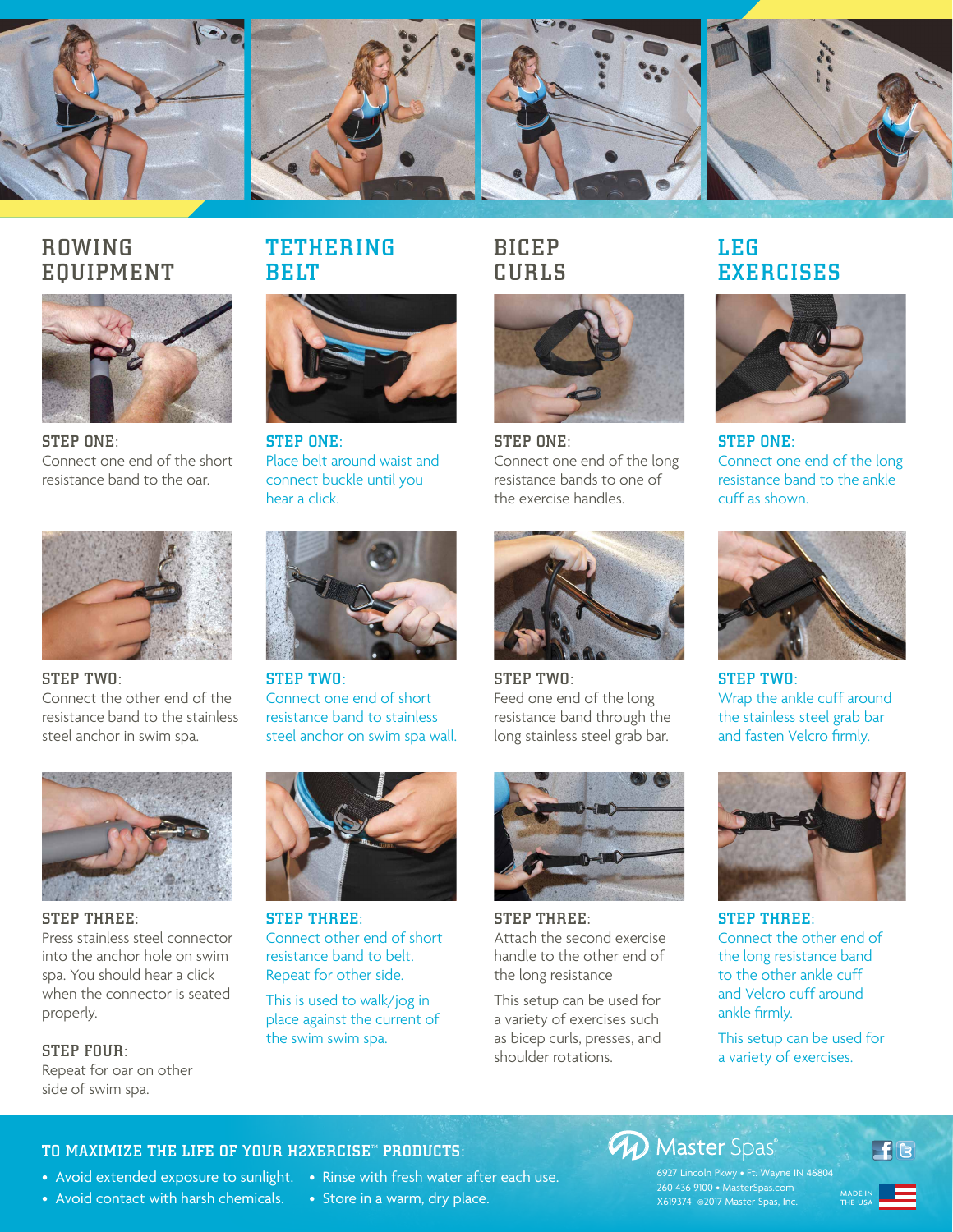## ROWING EQUIPMENT

**STEP ONE:**
Connect one end of the short resistance band to the oar.

**STEP TWO:**
Connect the other end of the resistance band to the stainless steel anchor in swim spa.

**STEP THREE:**
Press stainless steel connector into the anchor hole on swim spa. You should hear a click when the connector is seated properly.

**STEP FOUR:**
Repeat for oar on other side of swim spa.

## TETHERING BELT

**STEP ONE:**
Place belt around waist and connect buckle until you hear a click.

**STEP TWO:**
Connect one end of short resistance band to stainless steel anchor on swim spa wall.

**STEP THREE:**
Connect other end of short resistance band to belt. Repeat for other side.

This is used to walk/jog in place against the current of the swim swim spa.

## BICEP CURLS

**STEP ONE:**
Connect one end of the long resistance bands to one of the exercise handles.

**STEP TWO:**
Feed one end of the long resistance band through the long stainless steel grab bar.

**STEP THREE:**
Attach the second exercise handle to the other end of the long resistance

This setup can be used for a variety of exercises such as bicep curls, presses, and shoulder rotations.

## LEG EXERCISES

**STEP ONE:**
Connect one end of the long resistance band to the ankle cuff as shown.

**STEP TWO:**
Wrap the ankle cuff around the stainless steel grab bar and fasten Velcro firmly.

**STEP THREE:**
Connect the other end of the long resistance band to the other ankle cuff and Velcro cuff around ankle firmly.

This setup can be used for a variety of exercises.

### TO MAXIMIZE THE LIFE OF YOUR H2XERCISE™ PRODUCTS:

- Avoid extended exposure to sunlight.
- Avoid contact with harsh chemicals.
- Rinse with fresh water after each use.
- Store in a warm, dry place.

Master Spas®
6927 Lincoln Pkwy • Ft. Wayne IN 46804
260 436 9100 • MasterSpas.com
X619374 ©2017 Master Spas, Inc.

MADE IN THE USA